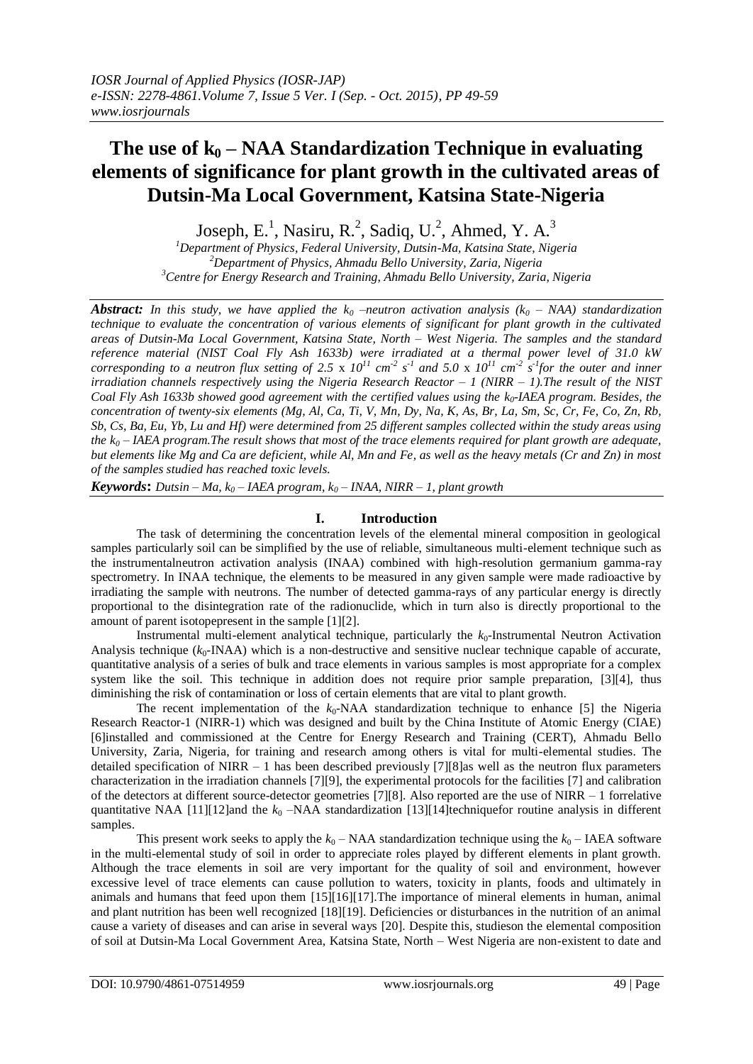# The use of $k_0$ – NAA Standardization Technique in evaluating elements of significance for plant growth in the cultivated areas of Dutsin-Ma Local Government, Katsina State-Nigeria

Joseph, E.[1], Nasiru, R.[2], Sadiq, U.[2], Ahmed, Y. A.[3]

[1]Department of Physics, Federal University, Dutsin-Ma, Katsina State, Nigeria
[2]Department of Physics, Ahmadu Bello University, Zaria, Nigeria
[3]Centre for Energy Research and Training, Ahmadu Bello University, Zaria, Nigeria

***Abstract:*** *In this study, we have applied the $k_0$ –neutron activation analysis ($k_0$ – NAA) standardization technique to evaluate the concentration of various elements of significant for plant growth in the cultivated areas of Dutsin-Ma Local Government, Katsina State, North – West Nigeria. The samples and the standard reference material (NIST Coal Fly Ash 1633b) were irradiated at a thermal power level of 31.0 kW corresponding to a neutron flux setting of 2.5 x $10^{11}$ $cm^{-2}$ $s^{-1}$ and 5.0 x $10^{11}$ $cm^{-2}$ $s^{-1}$for the outer and inner irradiation channels respectively using the Nigeria Research Reactor – 1 (NIRR – 1).The result of the NIST Coal Fly Ash 1633b showed good agreement with the certified values using the $k_0$-IAEA program. Besides, the concentration of twenty-six elements (Mg, Al, Ca, Ti, V, Mn, Dy, Na, K, As, Br, La, Sm, Sc, Cr, Fe, Co, Zn, Rb, Sb, Cs, Ba, Eu, Yb, Lu and Hf) were determined from 25 different samples collected within the study areas using the $k_0$ – IAEA program.The result shows that most of the trace elements required for plant growth are adequate, but elements like Mg and Ca are deficient, while Al, Mn and Fe, as well as the heavy metals (Cr and Zn) in most of the samples studied has reached toxic levels.*

***Keywords*****:** *Dutsin – Ma, $k_0$ – IAEA program, $k_0$ – INAA, NIRR – 1, plant growth*

## I. Introduction

The task of determining the concentration levels of the elemental mineral composition in geological samples particularly soil can be simplified by the use of reliable, simultaneous multi-element technique such as the instrumentalneutron activation analysis (INAA) combined with high-resolution germanium gamma-ray spectrometry. In INAA technique, the elements to be measured in any given sample were made radioactive by irradiating the sample with neutrons. The number of detected gamma-rays of any particular energy is directly proportional to the disintegration rate of the radionuclide, which in turn also is directly proportional to the amount of parent isotopepresent in the sample [1][2].

Instrumental multi-element analytical technique, particularly the $k_0$-Instrumental Neutron Activation Analysis technique ($k_0$-INAA) which is a non-destructive and sensitive nuclear technique capable of accurate, quantitative analysis of a series of bulk and trace elements in various samples is most appropriate for a complex system like the soil. This technique in addition does not require prior sample preparation, [3][4], thus diminishing the risk of contamination or loss of certain elements that are vital to plant growth.

The recent implementation of the $k_0$-NAA standardization technique to enhance [5] the Nigeria Research Reactor-1 (NIRR-1) which was designed and built by the China Institute of Atomic Energy (CIAE) [6]installed and commissioned at the Centre for Energy Research and Training (CERT), Ahmadu Bello University, Zaria, Nigeria, for training and research among others is vital for multi-elemental studies. The detailed specification of NIRR – 1 has been described previously [7][8]as well as the neutron flux parameters characterization in the irradiation channels [7][9], the experimental protocols for the facilities [7] and calibration of the detectors at different source-detector geometries [7][8]. Also reported are the use of NIRR – 1 forrelative quantitative NAA [11][12]and the $k_0$ –NAA standardization [13][14]techniquefor routine analysis in different samples.

This present work seeks to apply the $k_0$ – NAA standardization technique using the $k_0$ – IAEA software in the multi-elemental study of soil in order to appreciate roles played by different elements in plant growth. Although the trace elements in soil are very important for the quality of soil and environment, however excessive level of trace elements can cause pollution to waters, toxicity in plants, foods and ultimately in animals and humans that feed upon them [15][16][17].The importance of mineral elements in human, animal and plant nutrition has been well recognized [18][19]. Deficiencies or disturbances in the nutrition of an animal cause a variety of diseases and can arise in several ways [20]. Despite this, studieson the elemental composition of soil at Dutsin-Ma Local Government Area, Katsina State, North – West Nigeria are non-existent to date and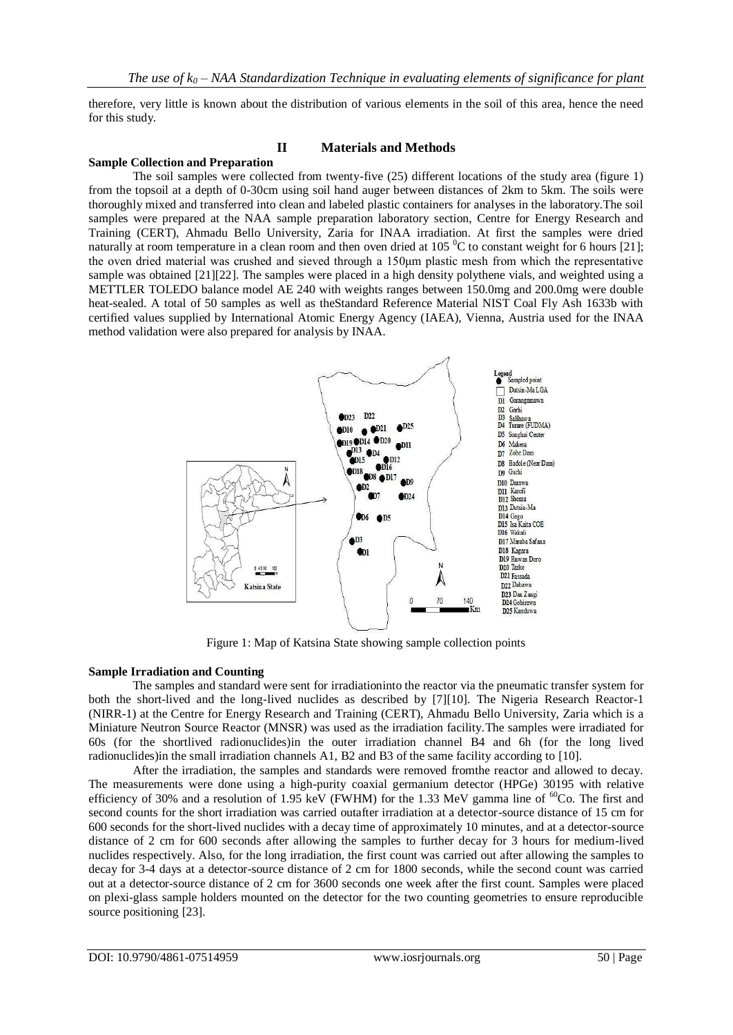therefore, very little is known about the distribution of various elements in the soil of this area, hence the need for this study.

## II Materials and Methods

**Sample Collection and Preparation**

The soil samples were collected from twenty-five (25) different locations of the study area (figure 1) from the topsoil at a depth of 0-30cm using soil hand auger between distances of 2km to 5km. The soils were thoroughly mixed and transferred into clean and labeled plastic containers for analyses in the laboratory.The soil samples were prepared at the NAA sample preparation laboratory section, Centre for Energy Research and Training (CERT), Ahmadu Bello University, Zaria for INAA irradiation. At first the samples were dried naturally at room temperature in a clean room and then oven dried at 105 $^0$C to constant weight for 6 hours [21]; the oven dried material was crushed and sieved through a 150μm plastic mesh from which the representative sample was obtained [21][22]. The samples were placed in a high density polythene vials, and weighted using a METTLER TOLEDO balance model AE 240 with weights ranges between 150.0mg and 200.0mg were double heat-sealed. A total of 50 samples as well as theStandard Reference Material NIST Coal Fly Ash 1633b with certified values supplied by International Atomic Energy Agency (IAEA), Vienna, Austria used for the INAA method validation were also prepared for analysis by INAA.

Figure 1: Map of Katsina State showing sample collection points

**Sample Irradiation and Counting**

The samples and standard were sent for irradiationinto the reactor via the pneumatic transfer system for both the short-lived and the long-lived nuclides as described by [7][10]. The Nigeria Research Reactor-1 (NIRR-1) at the Centre for Energy Research and Training (CERT), Ahmadu Bello University, Zaria which is a Miniature Neutron Source Reactor (MNSR) was used as the irradiation facility.The samples were irradiated for 60s (for the shortlived radionuclides)in the outer irradiation channel B4 and 6h (for the long lived radionuclides)in the small irradiation channels A1, B2 and B3 of the same facility according to [10].

After the irradiation, the samples and standards were removed fromthe reactor and allowed to decay. The measurements were done using a high-purity coaxial germanium detector (HPGe) 30195 with relative efficiency of 30% and a resolution of 1.95 keV (FWHM) for the 1.33 MeV gamma line of $^{60}$Co. The first and second counts for the short irradiation was carried outafter irradiation at a detector-source distance of 15 cm for 600 seconds for the short-lived nuclides with a decay time of approximately 10 minutes, and at a detector-source distance of 2 cm for 600 seconds after allowing the samples to further decay for 3 hours for medium-lived nuclides respectively. Also, for the long irradiation, the first count was carried out after allowing the samples to decay for 3-4 days at a detector-source distance of 2 cm for 1800 seconds, while the second count was carried out at a detector-source distance of 2 cm for 3600 seconds one week after the first count. Samples were placed on plexi-glass sample holders mounted on the detector for the two counting geometries to ensure reproducible source positioning [23].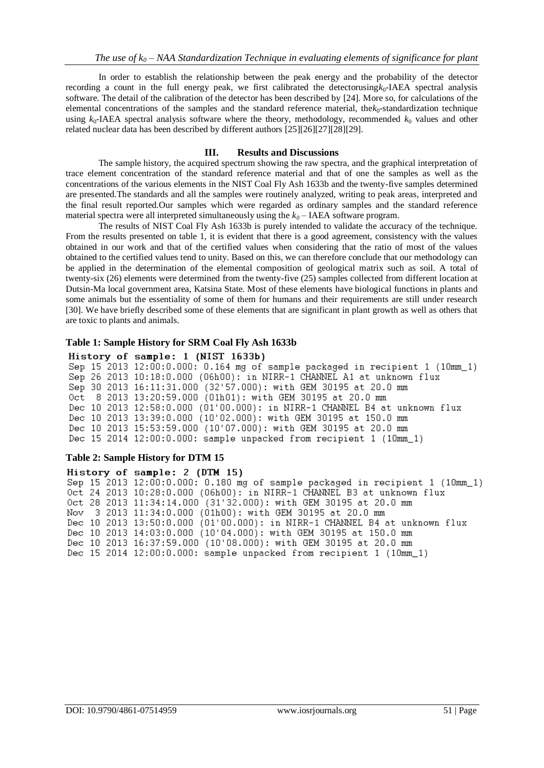In order to establish the relationship between the peak energy and the probability of the detector recording a count in the full energy peak, we first calibrated the detectorusing$k_0$-IAEA spectral analysis software. The detail of the calibration of the detector has been described by [24]. More so, for calculations of the elemental concentrations of the samples and the standard reference material, the$k_0$-standardization technique using $k_0$-IAEA spectral analysis software where the theory, methodology, recommended $k_0$ values and other related nuclear data has been described by different authors [25][26][27][28][29].

## III. Results and Discussions

The sample history, the acquired spectrum showing the raw spectra, and the graphical interpretation of trace element concentration of the standard reference material and that of one the samples as well as the concentrations of the various elements in the NIST Coal Fly Ash 1633b and the twenty-five samples determined are presented.The standards and all the samples were routinely analyzed, writing to peak areas, interpreted and the final result reported.Our samples which were regarded as ordinary samples and the standard reference material spectra were all interpreted simultaneously using the $k_0$ – IAEA software program.

The results of NIST Coal Fly Ash 1633b is purely intended to validate the accuracy of the technique. From the results presented on table 1, it is evident that there is a good agreement, consistency with the values obtained in our work and that of the certified values when considering that the ratio of most of the values obtained to the certified values tend to unity. Based on this, we can therefore conclude that our methodology can be applied in the determination of the elemental composition of geological matrix such as soil. A total of twenty-six (26) elements were determined from the twenty-five (25) samples collected from different location at Dutsin-Ma local government area, Katsina State. Most of these elements have biological functions in plants and some animals but the essentiality of some of them for humans and their requirements are still under research [30]. We have briefly described some of these elements that are significant in plant growth as well as others that are toxic to plants and animals.

### Table 1: Sample History for SRM Coal Fly Ash 1633b

```
History of sample: 1 (NIST 1633b)
Sep 15 2013 12:00:0.000: 0.164 mg of sample packaged in recipient 1 (10mm_1)
Sep 26 2013 10:18:0.000 (06h00): in NIRR-1 CHANNEL A1 at unknown flux
Sep 30 2013 16:11:31.000 (32'57.000): with GEM 30195 at 20.0 mm
Oct  8 2013 13:20:59.000 (01h01): with GEM 30195 at 20.0 mm
Dec 10 2013 12:58:0.000 (01'00.000): in NIRR-1 CHANNEL B4 at unknown flux
Dec 10 2013 13:39:0.000 (10'02.000): with GEM 30195 at 150.0 mm
Dec 10 2013 15:53:59.000 (10'07.000): with GEM 30195 at 20.0 mm
Dec 15 2014 12:00:0.000: sample unpacked from recipient 1 (10mm_1)
```

### Table 2: Sample History for DTM 15

```
History of sample: 2 (DTM 15)
Sep 15 2013 12:00:0.000: 0.180 mg of sample packaged in recipient 1 (10mm_1)
Oct 24 2013 10:28:0.000 (06h00): in NIRR-1 CHANNEL B3 at unknown flux
Oct 28 2013 11:34:14.000 (31'32.000): with GEM 30195 at 20.0 mm
Nov  3 2013 11:34:0.000 (01h00): with GEM 30195 at 20.0 mm
Dec 10 2013 13:50:0.000 (01'00.000): in NIRR-1 CHANNEL B4 at unknown flux
Dec 10 2013 14:03:0.000 (10'04.000): with GEM 30195 at 150.0 mm
Dec 10 2013 16:37:59.000 (10'08.000): with GEM 30195 at 20.0 mm
Dec 15 2014 12:00:0.000: sample unpacked from recipient 1 (10mm_1)
```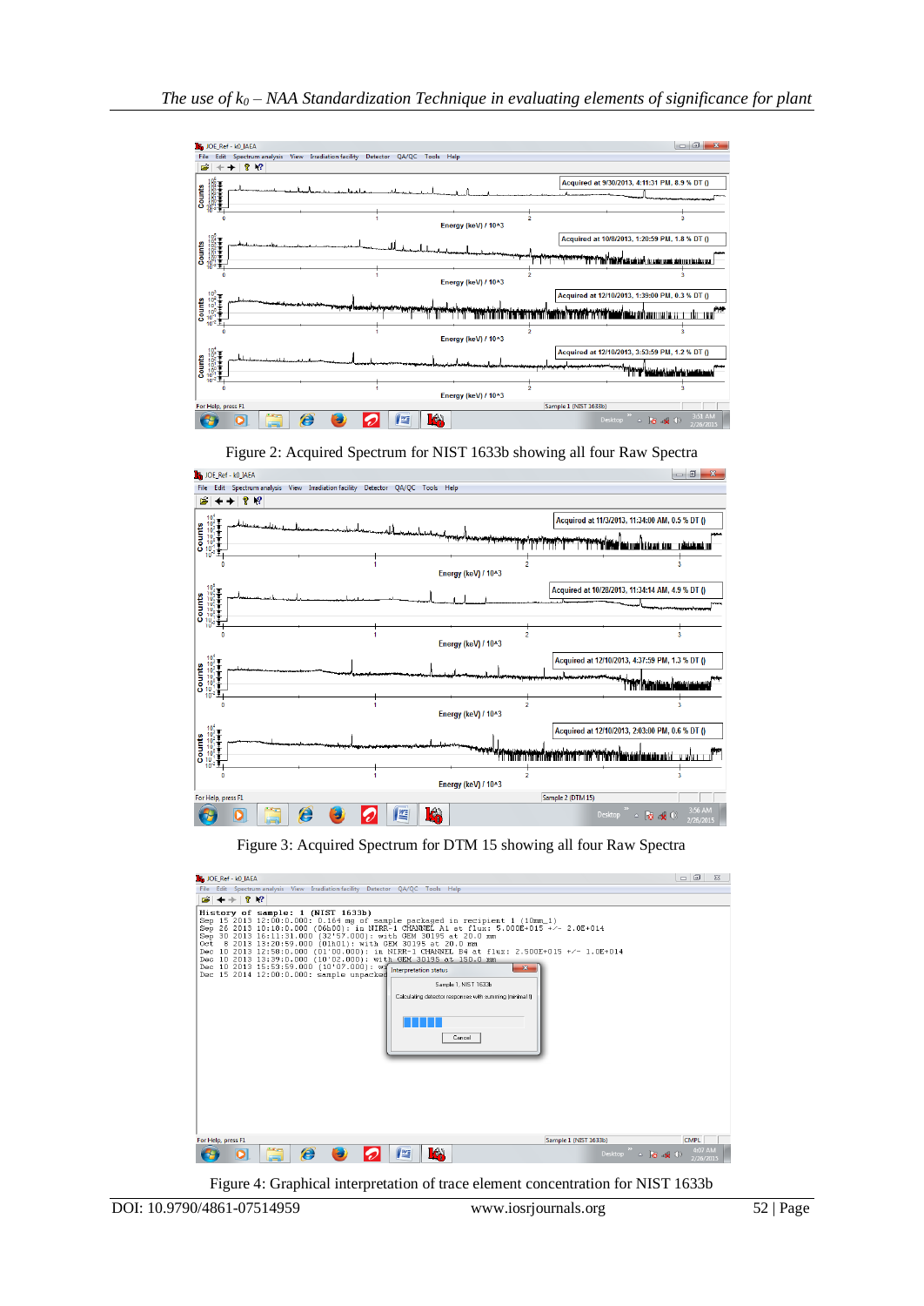Figure 2: Acquired Spectrum for NIST 1633b showing all four Raw Spectra

Figure 3: Acquired Spectrum for DTM 15 showing all four Raw Spectra

Figure 4: Graphical interpretation of trace element concentration for NIST 1633b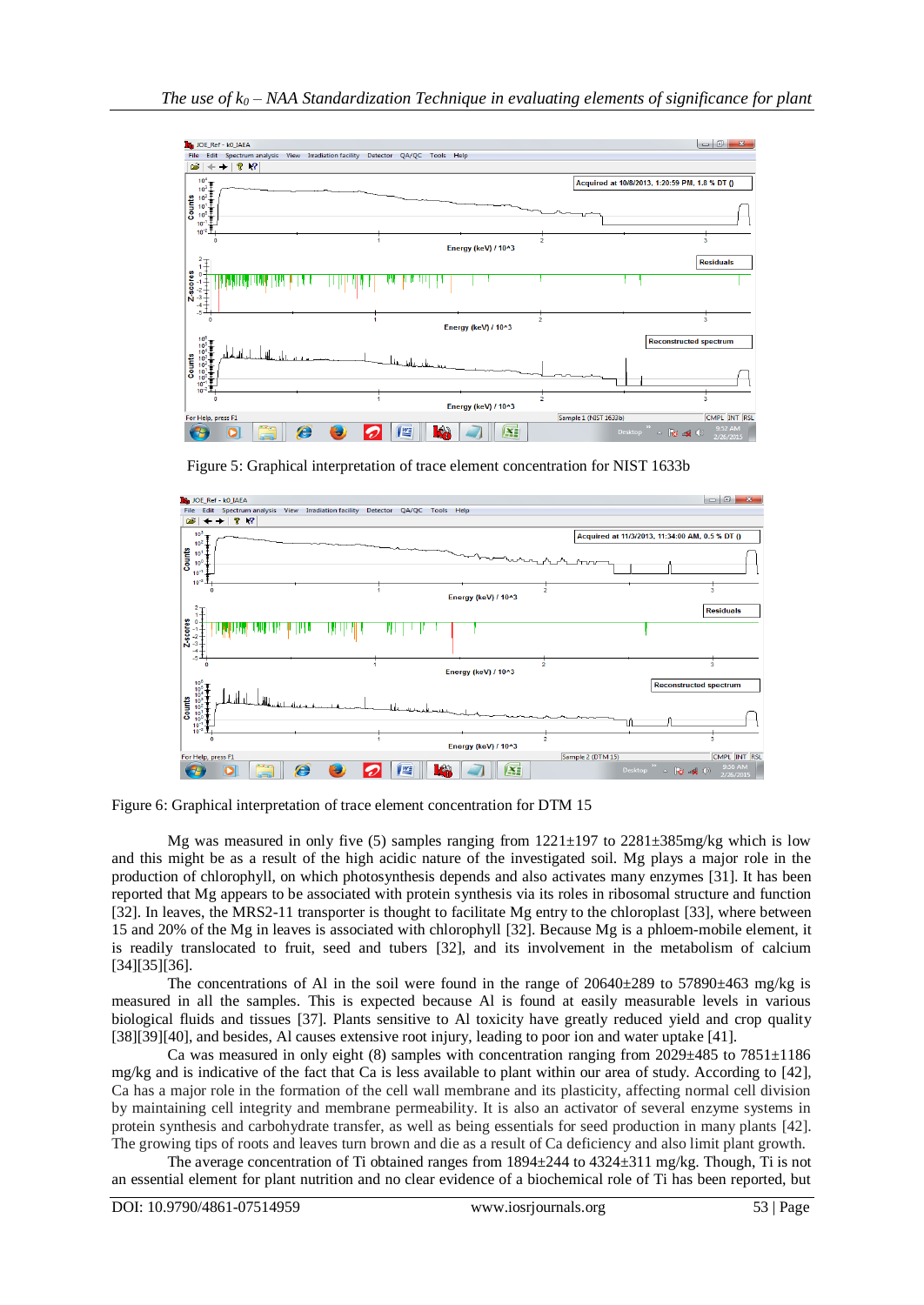Figure 5: Graphical interpretation of trace element concentration for NIST 1633b

Figure 6: Graphical interpretation of trace element concentration for DTM 15

Mg was measured in only five (5) samples ranging from 1221±197 to 2281±385mg/kg which is low and this might be as a result of the high acidic nature of the investigated soil. Mg plays a major role in the production of chlorophyll, on which photosynthesis depends and also activates many enzymes [31]. It has been reported that Mg appears to be associated with protein synthesis via its roles in ribosomal structure and function [32]. In leaves, the MRS2-11 transporter is thought to facilitate Mg entry to the chloroplast [33], where between 15 and 20% of the Mg in leaves is associated with chlorophyll [32]. Because Mg is a phloem-mobile element, it is readily translocated to fruit, seed and tubers [32], and its involvement in the metabolism of calcium [34][35][36].

The concentrations of Al in the soil were found in the range of 20640±289 to 57890±463 mg/kg is measured in all the samples. This is expected because Al is found at easily measurable levels in various biological fluids and tissues [37]. Plants sensitive to Al toxicity have greatly reduced yield and crop quality [38][39][40], and besides, Al causes extensive root injury, leading to poor ion and water uptake [41].

Ca was measured in only eight (8) samples with concentration ranging from 2029±485 to 7851±1186 mg/kg and is indicative of the fact that Ca is less available to plant within our area of study. According to [42], Ca has a major role in the formation of the cell wall membrane and its plasticity, affecting normal cell division by maintaining cell integrity and membrane permeability. It is also an activator of several enzyme systems in protein synthesis and carbohydrate transfer, as well as being essentials for seed production in many plants [42]. The growing tips of roots and leaves turn brown and die as a result of Ca deficiency and also limit plant growth.

The average concentration of Ti obtained ranges from 1894±244 to 4324±311 mg/kg. Though, Ti is not an essential element for plant nutrition and no clear evidence of a biochemical role of Ti has been reported, but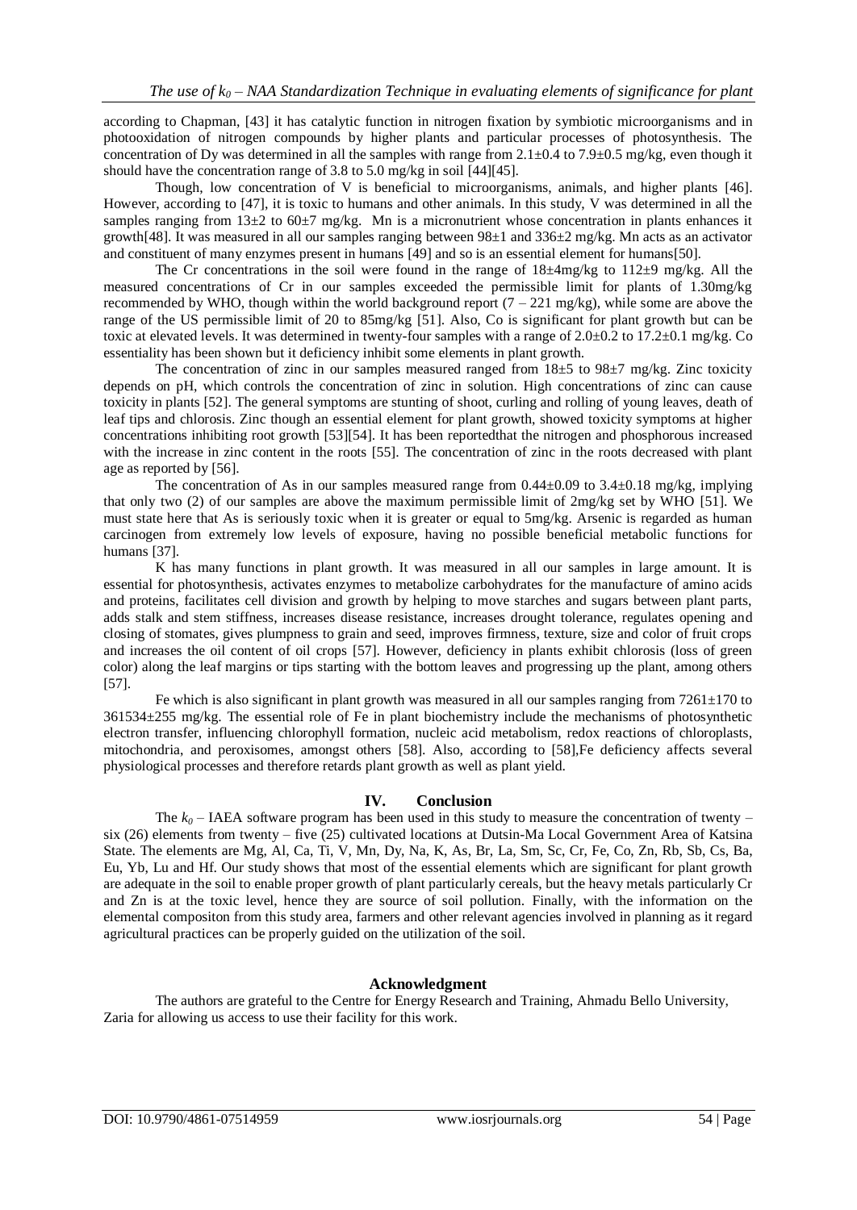according to Chapman, [43] it has catalytic function in nitrogen fixation by symbiotic microorganisms and in photooxidation of nitrogen compounds by higher plants and particular processes of photosynthesis. The concentration of Dy was determined in all the samples with range from 2.1±0.4 to 7.9±0.5 mg/kg, even though it should have the concentration range of 3.8 to 5.0 mg/kg in soil [44][45].

Though, low concentration of V is beneficial to microorganisms, animals, and higher plants [46]. However, according to [47], it is toxic to humans and other animals. In this study, V was determined in all the samples ranging from 13±2 to 60±7 mg/kg. Mn is a micronutrient whose concentration in plants enhances it growth[48]. It was measured in all our samples ranging between 98±1 and 336±2 mg/kg. Mn acts as an activator and constituent of many enzymes present in humans [49] and so is an essential element for humans[50].

The Cr concentrations in the soil were found in the range of 18±4mg/kg to 112±9 mg/kg. All the measured concentrations of Cr in our samples exceeded the permissible limit for plants of 1.30mg/kg recommended by WHO, though within the world background report (7 – 221 mg/kg), while some are above the range of the US permissible limit of 20 to 85mg/kg [51]. Also, Co is significant for plant growth but can be toxic at elevated levels. It was determined in twenty-four samples with a range of 2.0±0.2 to 17.2±0.1 mg/kg. Co essentiality has been shown but it deficiency inhibit some elements in plant growth.

The concentration of zinc in our samples measured ranged from 18±5 to 98±7 mg/kg. Zinc toxicity depends on pH, which controls the concentration of zinc in solution. High concentrations of zinc can cause toxicity in plants [52]. The general symptoms are stunting of shoot, curling and rolling of young leaves, death of leaf tips and chlorosis. Zinc though an essential element for plant growth, showed toxicity symptoms at higher concentrations inhibiting root growth [53][54]. It has been reportedthat the nitrogen and phosphorous increased with the increase in zinc content in the roots [55]. The concentration of zinc in the roots decreased with plant age as reported by [56].

The concentration of As in our samples measured range from 0.44±0.09 to 3.4±0.18 mg/kg, implying that only two (2) of our samples are above the maximum permissible limit of 2mg/kg set by WHO [51]. We must state here that As is seriously toxic when it is greater or equal to 5mg/kg. Arsenic is regarded as human carcinogen from extremely low levels of exposure, having no possible beneficial metabolic functions for humans [37].

K has many functions in plant growth. It was measured in all our samples in large amount. It is essential for photosynthesis, activates enzymes to metabolize carbohydrates for the manufacture of amino acids and proteins, facilitates cell division and growth by helping to move starches and sugars between plant parts, adds stalk and stem stiffness, increases disease resistance, increases drought tolerance, regulates opening and closing of stomates, gives plumpness to grain and seed, improves firmness, texture, size and color of fruit crops and increases the oil content of oil crops [57]. However, deficiency in plants exhibit chlorosis (loss of green color) along the leaf margins or tips starting with the bottom leaves and progressing up the plant, among others [57].

Fe which is also significant in plant growth was measured in all our samples ranging from 7261±170 to 361534±255 mg/kg. The essential role of Fe in plant biochemistry include the mechanisms of photosynthetic electron transfer, influencing chlorophyll formation, nucleic acid metabolism, redox reactions of chloroplasts, mitochondria, and peroxisomes, amongst others [58]. Also, according to [58],Fe deficiency affects several physiological processes and therefore retards plant growth as well as plant yield.

## IV. Conclusion

The $k_0$ – IAEA software program has been used in this study to measure the concentration of twenty – six (26) elements from twenty – five (25) cultivated locations at Dutsin-Ma Local Government Area of Katsina State. The elements are Mg, Al, Ca, Ti, V, Mn, Dy, Na, K, As, Br, La, Sm, Sc, Cr, Fe, Co, Zn, Rb, Sb, Cs, Ba, Eu, Yb, Lu and Hf. Our study shows that most of the essential elements which are significant for plant growth are adequate in the soil to enable proper growth of plant particularly cereals, but the heavy metals particularly Cr and Zn is at the toxic level, hence they are source of soil pollution. Finally, with the information on the elemental compositon from this study area, farmers and other relevant agencies involved in planning as it regard agricultural practices can be properly guided on the utilization of the soil.

## Acknowledgment

The authors are grateful to the Centre for Energy Research and Training, Ahmadu Bello University, Zaria for allowing us access to use their facility for this work.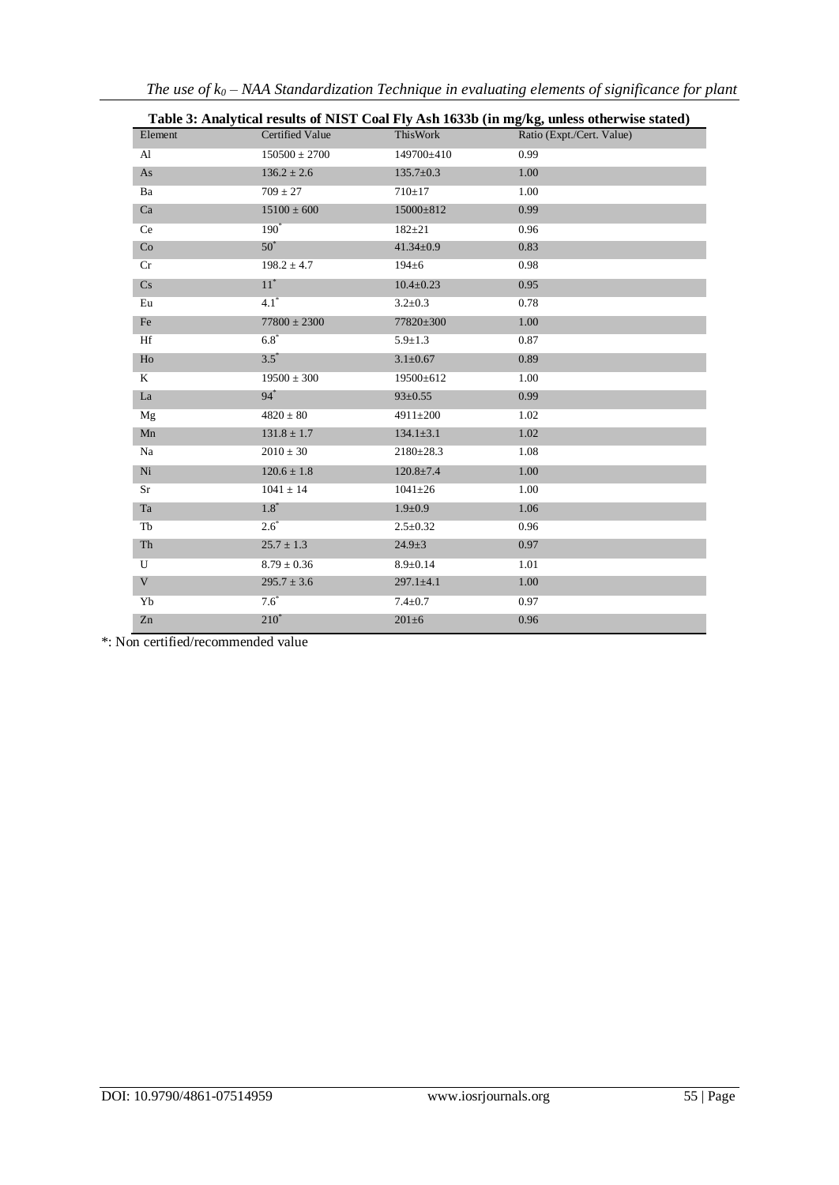**Table 3: Analytical results of NIST Coal Fly Ash 1633b (in mg/kg, unless otherwise stated)**

| Element | Certified Value | ThisWork | Ratio (Expt./Cert. Value) |
|---|---|---|---|
| Al | 150500 ± 2700 | 149700±410 | 0.99 |
| As | 136.2 ± 2.6 | 135.7±0.3 | 1.00 |
| Ba | 709 ± 27 | 710±17 | 1.00 |
| Ca | 15100 ± 600 | 15000±812 | 0.99 |
| Ce | 190* | 182±21 | 0.96 |
| Co | 50* | 41.34±0.9 | 0.83 |
| Cr | 198.2 ± 4.7 | 194±6 | 0.98 |
| Cs | 11* | 10.4±0.23 | 0.95 |
| Eu | 4.1* | 3.2±0.3 | 0.78 |
| Fe | 77800 ± 2300 | 77820±300 | 1.00 |
| Hf | 6.8* | 5.9±1.3 | 0.87 |
| Ho | 3.5* | 3.1±0.67 | 0.89 |
| K | 19500 ± 300 | 19500±612 | 1.00 |
| La | 94* | 93±0.55 | 0.99 |
| Mg | 4820 ± 80 | 4911±200 | 1.02 |
| Mn | 131.8 ± 1.7 | 134.1±3.1 | 1.02 |
| Na | 2010 ± 30 | 2180±28.3 | 1.08 |
| Ni | 120.6 ± 1.8 | 120.8±7.4 | 1.00 |
| Sr | 1041 ± 14 | 1041±26 | 1.00 |
| Ta | 1.8* | 1.9±0.9 | 1.06 |
| Tb | 2.6* | 2.5±0.32 | 0.96 |
| Th | 25.7 ± 1.3 | 24.9±3 | 0.97 |
| U | 8.79 ± 0.36 | 8.9±0.14 | 1.01 |
| V | 295.7 ± 3.6 | 297.1±4.1 | 1.00 |
| Yb | 7.6* | 7.4±0.7 | 0.97 |
| Zn | 210* | 201±6 | 0.96 |

*: Non certified/recommended value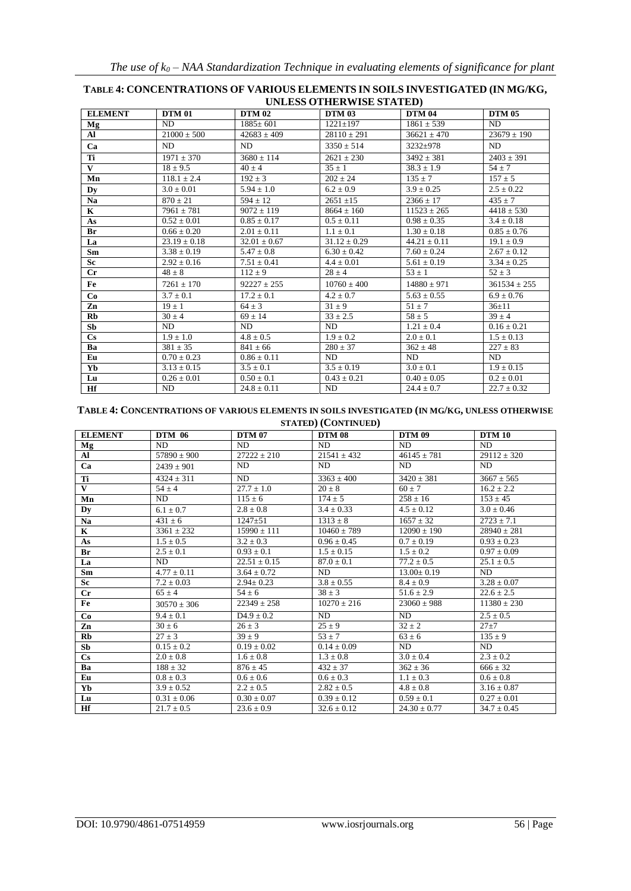**TABLE 4: CONCENTRATIONS OF VARIOUS ELEMENTS IN SOILS INVESTIGATED (IN MG/KG, UNLESS OTHERWISE STATED)**

| ELEMENT | DTM 01 | DTM 02 | DTM 03 | DTM 04 | DTM 05 |
|---|---|---|---|---|---|
| Mg | ND | 1885± 601 | 1221±197 | 1861 ± 539 | ND |
| Al | 21000 ± 500 | 42683 ± 409 | 28110 ± 291 | 36621 ± 470 | 23679 ± 190 |
| Ca | ND | ND | 3350 ± 514 | 3232±978 | ND |
| Ti | 1971 ± 370 | 3680 ± 114 | 2621 ± 230 | 3492 ± 381 | 2403 ± 391 |
| V | 18 ± 9.5 | 40 ± 4 | 35 ± 1 | 38.3 ± 1.9 | 54 ± 7 |
| Mn | 118.1 ± 2.4 | 192 ± 3 | 202 ± 24 | 135 ± 7 | 157 ± 5 |
| Dy | 3.0 ± 0.01 | 5.94 ± 1.0 | 6.2 ± 0.9 | 3.9 ± 0.25 | 2.5 ± 0.22 |
| Na | 870 ± 21 | 594 ± 12 | 2651 ±15 | 2366 ± 17 | 435 ± 7 |
| K | 7961 ± 781 | 9072 ± 119 | 8664 ± 160 | 11523 ± 265 | 4418 ± 530 |
| As | 0.52 ± 0.01 | 0.85 ± 0.17 | 0.5 ± 0.11 | 0.98 ± 0.35 | 3.4 ± 0.18 |
| Br | 0.66 ± 0.20 | 2.01 ± 0.11 | 1.1 ± 0.1 | 1.30 ± 0.18 | 0.85 ± 0.76 |
| La | 23.19 ± 0.18 | 32.01 ± 0.67 | 31.12 ± 0.29 | 44.21 ± 0.11 | 19.1 ± 0.9 |
| Sm | 3.38 ± 0.19 | 5.47 ± 0.8 | 6.30 ± 0.42 | 7.60 ± 0.24 | 2.67 ± 0.12 |
| Sc | 2.92 ± 0.16 | 7.51 ± 0.41 | 4.4 ± 0.01 | 5.61 ± 0.19 | 3.34 ± 0.25 |
| Cr | 48 ± 8 | 112 ± 9 | 28 ± 4 | 53 ± 1 | 52 ± 3 |
| Fe | 7261 ± 170 | 92227 ± 255 | 10760 ± 400 | 14880 ± 971 | 361534 ± 255 |
| Co | 3.7 ± 0.1 | 17.2 ± 0.1 | 4.2 ± 0.7 | 5.63 ± 0.55 | 6.9 ± 0.76 |
| Zn | 19 ± 1 | 64 ± 3 | 31 ± 9 | 51 ± 7 | 36±11 |
| Rb | 30 ± 4 | 69 ± 14 | 33 ± 2.5 | 58 ± 5 | 39 ± 4 |
| Sb | ND | ND | ND | 1.21 ± 0.4 | 0.16 ± 0.21 |
| Cs | 1.9 ± 1.0 | 4.8 ± 0.5 | 1.9 ± 0.2 | 2.0 ± 0.1 | 1.5 ± 0.13 |
| Ba | 381 ± 35 | 841 ± 66 | 280 ± 37 | 362 ± 48 | 227 ± 83 |
| Eu | 0.70 ± 0.23 | 0.86 ± 0.11 | ND | ND | ND |
| Yb | 3.13 ± 0.15 | 3.5 ± 0.1 | 3.5 ± 0.19 | 3.0 ± 0.1 | 1.9 ± 0.15 |
| Lu | 0.26 ± 0.01 | 0.50 ± 0.1 | 0.43 ± 0.21 | 0.40 ± 0.05 | 0.2 ± 0.01 |
| Hf | ND | 24.8 ± 0.11 | ND | 24.4 ± 0.7 | 22.7 ± 0.32 |

**TABLE 4: CONCENTRATIONS OF VARIOUS ELEMENTS IN SOILS INVESTIGATED (IN MG/KG, UNLESS OTHERWISE STATED) (CONTINUED)**

| ELEMENT | DTM 06 | DTM 07 | DTM 08 | DTM 09 | DTM 10 |
|---|---|---|---|---|---|
| Mg | ND | ND | ND | ND | ND |
| Al | 57890 ± 900 | 27222 ± 210 | 21541 ± 432 | 46145 ± 781 | 29112 ± 320 |
| Ca | 2439 ± 901 | ND | ND | ND | ND |
| Ti | 4324 ± 311 | ND | 3363 ± 400 | 3420 ± 381 | 3667 ± 565 |
| V | 54 ± 4 | 27.7 ± 1.0 | 20 ± 8 | 60 ± 7 | 16.2 ± 2.2 |
| Mn | ND | 115 ± 6 | 174 ± 5 | 258 ± 16 | 153 ± 45 |
| Dy | 6.1 ± 0.7 | 2.8 ± 0.8 | 3.4 ± 0.33 | 4.5 ± 0.12 | 3.0 ± 0.46 |
| Na | 431 ± 6 | 1247±51 | 1313 ± 8 | 1657 ± 32 | 2723 ± 7.1 |
| K | 3361 ± 232 | 15990 ± 111 | 10460 ± 789 | 12090 ± 190 | 28940 ± 281 |
| As | 1.5 ± 0.5 | 3.2 ± 0.3 | 0.96 ± 0.45 | 0.7 ± 0.19 | 0.93 ± 0.23 |
| Br | 2.5 ± 0.1 | 0.93 ± 0.1 | 1.5 ± 0.15 | 1.5 ± 0.2 | 0.97 ± 0.09 |
| La | ND | 22.51 ± 0.15 | 87.0 ± 0.1 | 77.2 ± 0.5 | 25.1 ± 0.5 |
| Sm | 4.77 ± 0.11 | 3.64 ± 0.72 | ND | 13.00± 0.19 | ND |
| Sc | 7.2 ± 0.03 | 2.94± 0.23 | 3.8 ± 0.55 | 8.4 ± 0.9 | 3.28 ± 0.07 |
| Cr | 65 ± 4 | 54 ± 6 | 38 ± 3 | 51.6 ± 2.9 | 22.6 ± 2.5 |
| Fe | 30570 ± 306 | 22349 ± 258 | 10270 ± 216 | 23060 ± 988 | 11380 ± 230 |
| Co | 9.4 ± 0.1 | D4.9 ± 0.2 | ND | ND | 2.5 ± 0.5 |
| Zn | 30 ± 6 | 26 ± 3 | 25 ± 9 | 32 ± 2 | 27±7 |
| Rb | 27 ± 3 | 39 ± 9 | 53 ± 7 | 63 ± 6 | 135 ± 9 |
| Sb | 0.15 ± 0.2 | 0.19 ± 0.02 | 0.14 ± 0.09 | ND | ND |
| Cs | 2.0 ± 0.8 | 1.6 ± 0.8 | 1.3 ± 0.8 | 3.0 ± 0.4 | 2.3 ± 0.2 |
| Ba | 188 ± 32 | 876 ± 45 | 432 ± 37 | 362 ± 36 | 666 ± 32 |
| Eu | 0.8 ± 0.3 | 0.6 ± 0.6 | 0.6 ± 0.3 | 1.1 ± 0.3 | 0.6 ± 0.8 |
| Yb | 3.9 ± 0.52 | 2.2 ± 0.5 | 2.82 ± 0.5 | 4.8 ± 0.8 | 3.16 ± 0.87 |
| Lu | 0.31 ± 0.06 | 0.30 ± 0.07 | 0.39 ± 0.12 | 0.59 ± 0.1 | 0.27 ± 0.01 |
| Hf | 21.7 ± 0.5 | 23.6 ± 0.9 | 32.6 ± 0.12 | 24.30 ± 0.77 | 34.7 ± 0.45 |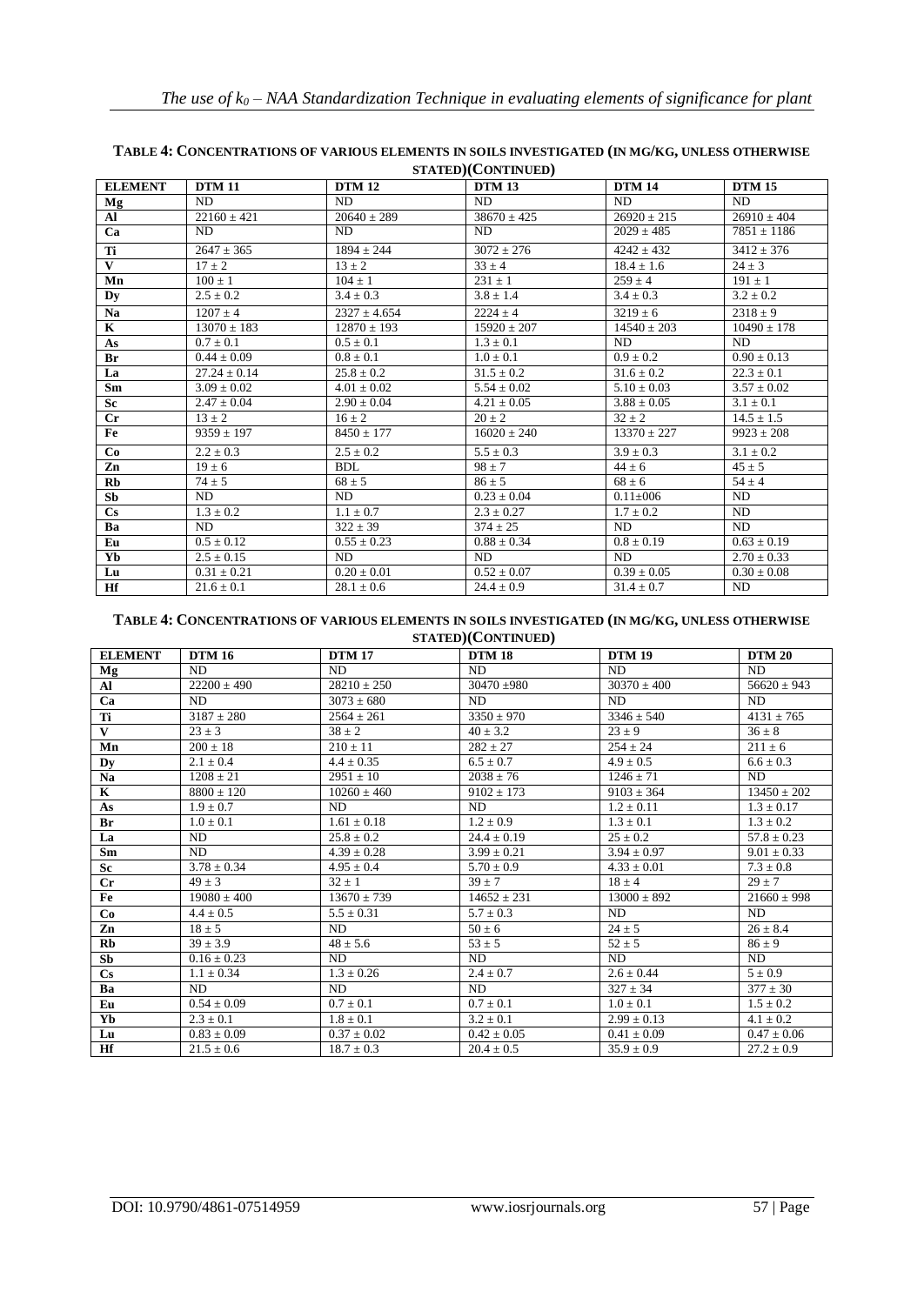**TABLE 4: CONCENTRATIONS OF VARIOUS ELEMENTS IN SOILS INVESTIGATED (IN MG/KG, UNLESS OTHERWISE STATED)(CONTINUED)**

| ELEMENT | DTM 11 | DTM 12 | DTM 13 | DTM 14 | DTM 15 |
|---|---|---|---|---|---|
| Mg | ND | ND | ND | ND | ND |
| Al | 22160 ± 421 | 20640 ± 289 | 38670 ± 425 | 26920 ± 215 | 26910 ± 404 |
| Ca | ND | ND | ND | 2029 ± 485 | 7851 ± 1186 |
| Ti | 2647 ± 365 | 1894 ± 244 | 3072 ± 276 | 4242 ± 432 | 3412 ± 376 |
| V | 17 ± 2 | 13 ± 2 | 33 ± 4 | 18.4 ± 1.6 | 24 ± 3 |
| Mn | 100 ± 1 | 104 ± 1 | 231 ± 1 | 259 ± 4 | 191 ± 1 |
| Dy | 2.5 ± 0.2 | 3.4 ± 0.3 | 3.8 ± 1.4 | 3.4 ± 0.3 | 3.2 ± 0.2 |
| Na | 1207 ± 4 | 2327 ± 4.654 | 2224 ± 4 | 3219 ± 6 | 2318 ± 9 |
| K | 13070 ± 183 | 12870 ± 193 | 15920 ± 207 | 14540 ± 203 | 10490 ± 178 |
| As | 0.7 ± 0.1 | 0.5 ± 0.1 | 1.3 ± 0.1 | ND | ND |
| Br | 0.44 ± 0.09 | 0.8 ± 0.1 | 1.0 ± 0.1 | 0.9 ± 0.2 | 0.90 ± 0.13 |
| La | 27.24 ± 0.14 | 25.8 ± 0.2 | 31.5 ± 0.2 | 31.6 ± 0.2 | 22.3 ± 0.1 |
| Sm | 3.09 ± 0.02 | 4.01 ± 0.02 | 5.54 ± 0.02 | 5.10 ± 0.03 | 3.57 ± 0.02 |
| Sc | 2.47 ± 0.04 | 2.90 ± 0.04 | 4.21 ± 0.05 | 3.88 ± 0.05 | 3.1 ± 0.1 |
| Cr | 13 ± 2 | 16 ± 2 | 20 ± 2 | 32 ± 2 | 14.5 ± 1.5 |
| Fe | 9359 ± 197 | 8450 ± 177 | 16020 ± 240 | 13370 ± 227 | 9923 ± 208 |
| Co | 2.2 ± 0.3 | 2.5 ± 0.2 | 5.5 ± 0.3 | 3.9 ± 0.3 | 3.1 ± 0.2 |
| Zn | 19 ± 6 | BDL | 98 ± 7 | 44 ± 6 | 45 ± 5 |
| Rb | 74 ± 5 | 68 ± 5 | 86 ± 5 | 68 ± 6 | 54 ± 4 |
| Sb | ND | ND | 0.23 ± 0.04 | 0.11±006 | ND |
| Cs | 1.3 ± 0.2 | 1.1 ± 0.7 | 2.3 ± 0.27 | 1.7 ± 0.2 | ND |
| Ba | ND | 322 ± 39 | 374 ± 25 | ND | ND |
| Eu | 0.5 ± 0.12 | 0.55 ± 0.23 | 0.88 ± 0.34 | 0.8 ± 0.19 | 0.63 ± 0.19 |
| Yb | 2.5 ± 0.15 | ND | ND | ND | 2.70 ± 0.33 |
| Lu | 0.31 ± 0.21 | 0.20 ± 0.01 | 0.52 ± 0.07 | 0.39 ± 0.05 | 0.30 ± 0.08 |
| Hf | 21.6 ± 0.1 | 28.1 ± 0.6 | 24.4 ± 0.9 | 31.4 ± 0.7 | ND |

**TABLE 4: CONCENTRATIONS OF VARIOUS ELEMENTS IN SOILS INVESTIGATED (IN MG/KG, UNLESS OTHERWISE STATED)(CONTINUED)**

| ELEMENT | DTM 16 | DTM 17 | DTM 18 | DTM 19 | DTM 20 |
|---|---|---|---|---|---|
| Mg | ND | ND | ND | ND | ND |
| Al | 22200 ± 490 | 28210 ± 250 | 30470 ±980 | 30370 ± 400 | 56620 ± 943 |
| Ca | ND | 3073 ± 680 | ND | ND | ND |
| Ti | 3187 ± 280 | 2564 ± 261 | 3350 ± 970 | 3346 ± 540 | 4131 ± 765 |
| V | 23 ± 3 | 38 ± 2 | 40 ± 3.2 | 23 ± 9 | 36 ± 8 |
| Mn | 200 ± 18 | 210 ± 11 | 282 ± 27 | 254 ± 24 | 211 ± 6 |
| Dy | 2.1 ± 0.4 | 4.4 ± 0.35 | 6.5 ± 0.7 | 4.9 ± 0.5 | 6.6 ± 0.3 |
| Na | 1208 ± 21 | 2951 ± 10 | 2038 ± 76 | 1246 ± 71 | ND |
| K | 8800 ± 120 | 10260 ± 460 | 9102 ± 173 | 9103 ± 364 | 13450 ± 202 |
| As | 1.9 ± 0.7 | ND | ND | 1.2 ± 0.11 | 1.3 ± 0.17 |
| Br | 1.0 ± 0.1 | 1.61 ± 0.18 | 1.2 ± 0.9 | 1.3 ± 0.1 | 1.3 ± 0.2 |
| La | ND | 25.8 ± 0.2 | 24.4 ± 0.19 | 25 ± 0.2 | 57.8 ± 0.23 |
| Sm | ND | 4.39 ± 0.28 | 3.99 ± 0.21 | 3.94 ± 0.97 | 9.01 ± 0.33 |
| Sc | 3.78 ± 0.34 | 4.95 ± 0.4 | 5.70 ± 0.9 | 4.33 ± 0.01 | 7.3 ± 0.8 |
| Cr | 49 ± 3 | 32 ± 1 | 39 ± 7 | 18 ± 4 | 29 ± 7 |
| Fe | 19080 ± 400 | 13670 ± 739 | 14652 ± 231 | 13000 ± 892 | 21660 ± 998 |
| Co | 4.4 ± 0.5 | 5.5 ± 0.31 | 5.7 ± 0.3 | ND | ND |
| Zn | 18 ± 5 | ND | 50 ± 6 | 24 ± 5 | 26 ± 8.4 |
| Rb | 39 ± 3.9 | 48 ± 5.6 | 53 ± 5 | 52 ± 5 | 86 ± 9 |
| Sb | 0.16 ± 0.23 | ND | ND | ND | ND |
| Cs | 1.1 ± 0.34 | 1.3 ± 0.26 | 2.4 ± 0.7 | 2.6 ± 0.44 | 5 ± 0.9 |
| Ba | ND | ND | ND | 327 ± 34 | 377 ± 30 |
| Eu | 0.54 ± 0.09 | 0.7 ± 0.1 | 0.7 ± 0.1 | 1.0 ± 0.1 | 1.5 ± 0.2 |
| Yb | 2.3 ± 0.1 | 1.8 ± 0.1 | 3.2 ± 0.1 | 2.99 ± 0.13 | 4.1 ± 0.2 |
| Lu | 0.83 ± 0.09 | 0.37 ± 0.02 | 0.42 ± 0.05 | 0.41 ± 0.09 | 0.47 ± 0.06 |
| Hf | 21.5 ± 0.6 | 18.7 ± 0.3 | 20.4 ± 0.5 | 35.9 ± 0.9 | 27.2 ± 0.9 |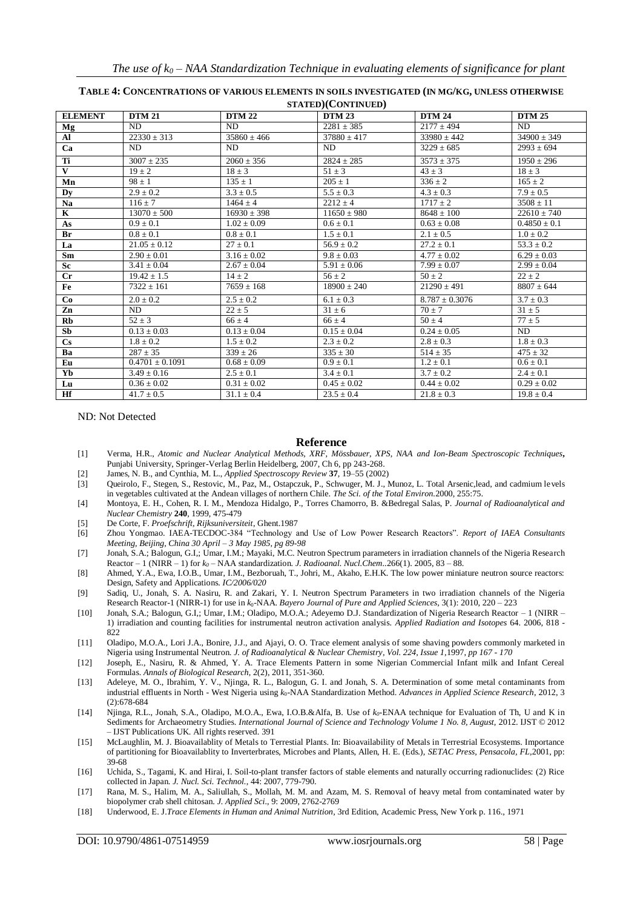**TABLE 4: CONCENTRATIONS OF VARIOUS ELEMENTS IN SOILS INVESTIGATED (IN MG/KG, UNLESS OTHERWISE STATED)(CONTINUED)**

| ELEMENT | DTM 21 | DTM 22 | DTM 23 | DTM 24 | DTM 25 |
|---|---|---|---|---|---|
| Mg | ND | ND | 2281 ± 385 | 2177 ± 494 | ND |
| Al | 22330 ± 313 | 35860 ± 466 | 37880 ± 417 | 33980 ± 442 | 34900 ± 349 |
| Ca | ND | ND | ND | 3229 ± 685 | 2993 ± 694 |
| Ti | 3007 ± 235 | 2060 ± 356 | 2824 ± 285 | 3573 ± 375 | 1950 ± 296 |
| V | 19 ± 2 | 18 ± 3 | 51 ± 3 | 43 ± 3 | 18 ± 3 |
| Mn | 98 ± 1 | 135 ± 1 | 205 ± 1 | 336 ± 2 | 165 ± 2 |
| Dy | 2.9 ± 0.2 | 3.3 ± 0.5 | 5.5 ± 0.3 | 4.3 ± 0.3 | 7.9 ± 0.5 |
| Na | 116 ± 7 | 1464 ± 4 | 2212 ± 4 | 1717 ± 2 | 3508 ± 11 |
| K | 13070 ± 500 | 16930 ± 398 | 11650 ± 980 | 8648 ± 100 | 22610 ± 740 |
| As | 0.9 ± 0.1 | 1.02 ± 0.09 | 0.6 ± 0.1 | 0.63 ± 0.08 | 0.4850 ± 0.1 |
| Br | 0.8 ± 0.1 | 0.8 ± 0.1 | 1.5 ± 0.1 | 2.1 ± 0.5 | 1.0 ± 0.2 |
| La | 21.05 ± 0.12 | 27 ± 0.1 | 56.9 ± 0.2 | 27.2 ± 0.1 | 53.3 ± 0.2 |
| Sm | 2.90 ± 0.01 | 3.16 ± 0.02 | 9.8 ± 0.03 | 4.77 ± 0.02 | 6.29 ± 0.03 |
| Sc | 3.41 ± 0.04 | 2.67 ± 0.04 | 5.91 ± 0.06 | 7.99 ± 0.07 | 2.99 ± 0.04 |
| Cr | 19.42 ± 1.5 | 14 ± 2 | 56 ± 2 | 50 ± 2 | 22 ± 2 |
| Fe | 7322 ± 161 | 7659 ± 168 | 18900 ± 240 | 21290 ± 491 | 8807 ± 644 |
| Co | 2.0 ± 0.2 | 2.5 ± 0.2 | 6.1 ± 0.3 | 8.787 ± 0.3076 | 3.7 ± 0.3 |
| Zn | ND | 22 ± 5 | 31 ± 6 | 70 ± 7 | 31 ± 5 |
| Rb | 52 ± 3 | 66 ± 4 | 66 ± 4 | 50 ± 4 | 77 ± 5 |
| Sb | 0.13 ± 0.03 | 0.13 ± 0.04 | 0.15 ± 0.04 | 0.24 ± 0.05 | ND |
| Cs | 1.8 ± 0.2 | 1.5 ± 0.2 | 2.3 ± 0.2 | 2.8 ± 0.3 | 1.8 ± 0.3 |
| Ba | 287 ± 35 | 339 ± 26 | 335 ± 30 | 514 ± 35 | 475 ± 32 |
| Eu | 0.4701 ± 0.1091 | 0.68 ± 0.09 | 0.9 ± 0.1 | 1.2 ± 0.1 | 0.6 ± 0.1 |
| Yb | 3.49 ± 0.16 | 2.5 ± 0.1 | 3.4 ± 0.1 | 3.7 ± 0.2 | 2.4 ± 0.1 |
| Lu | 0.36 ± 0.02 | 0.31 ± 0.02 | 0.45 ± 0.02 | 0.44 ± 0.02 | 0.29 ± 0.02 |
| Hf | 41.7 ± 0.5 | 31.1 ± 0.4 | 23.5 ± 0.4 | 21.8 ± 0.3 | 19.8 ± 0.4 |

ND: Not Detected

## Reference

[1] Verma, H.R., *Atomic and Nuclear Analytical Methods, XRF, Mössbauer, XPS, NAA and Ion-Beam Spectroscopic Techniques***,** Punjabi University, Springer-Verlag Berlin Heidelberg, 2007, Ch 6, pp 243-268.

[2] James, N. B., and Cynthia, M. L., *Applied Spectroscopy Review* **37**, 19–55 (2002)

[3] Queirolo, F., Stegen, S., Restovic, M., Paz, M., Ostapczuk, P., Schwuger, M. J., Munoz, L. Total Arsenic,lead, and cadmium levels in vegetables cultivated at the Andean villages of northern Chile. *The Sci. of the Total Environ.*2000, 255:75.

[4] Montoya, E. H., Cohen, R. I. M., Mendoza Hidalgo, P., Torres Chamorro, B. &Bedregal Salas, P. *Journal of Radioanalytical and Nuclear Chemistry* **240**, 1999, 475-479

[5] De Corte, F. *Proefschrift, Rijksuniversiteit*, Ghent.1987

[6] Zhou Yongmao. IAEA-TECDOC-384 "Technology and Use of Low Power Research Reactors". *Report of IAEA Consultants Meeting, Beijing, China 30 April – 3 May 1985, pg 89-98*

[7] Jonah, S.A.; Balogun, G.I,; Umar, I.M.; Mayaki, M.C. Neutron Spectrum parameters in irradiation channels of the Nigeria Research Reactor – 1 (NIRR – 1) for $k_0$ – NAA standardization. *J. Radioanal. Nucl.Chem*..266(1). 2005, 83 – 88.

[8] Ahmed, Y.A., Ewa, I.O.B., Umar, I.M., Bezboruah, T., Johri, M., Akaho, E.H.K. The low power miniature neutron source reactors: Design, Safety and Applications. *IC/2006/020*

[9] Sadiq, U., Jonah, S. A. Nasiru, R. and Zakari, Y. I. Neutron Spectrum Parameters in two irradiation channels of the Nigeria Research Reactor-1 (NIRR-1) for use in $k_0$-NAA. *Bayero Journal of Pure and Applied Sciences*, 3(1): 2010, 220 – 223

[10] Jonah, S.A.; Balogun, G.I,; Umar, I.M.; Oladipo, M.O.A.; Adeyemo D.J. Standardization of Nigeria Research Reactor – 1 (NIRR – 1) irradiation and counting facilities for instrumental neutron activation analysis. *Applied Radiation and Isotopes* 64. 2006, 818 - 822

[11] Oladipo, M.O.A., Lori J.A., Bonire, J.J., and Ajayi, O. O. Trace element analysis of some shaving powders commonly marketed in Nigeria using Instrumental Neutron. *J. of Radioanalytical & Nuclear Chemistry, Vol. 224, Issue 1,*1997*, pp 167 - 170*

[12] Joseph, E., Nasiru, R. & Ahmed, Y. A. Trace Elements Pattern in some Nigerian Commercial Infant milk and Infant Cereal Formulas. *Annals of Biological Research*, 2(2), 2011, 351-360.

[13] Adeleye, M. O., Ibrahim, Y. V., Njinga, R. L., Balogun, G. I. and Jonah, S. A. Determination of some metal contaminants from industrial effluents in North - West Nigeria using $k_0$-NAA Standardization Method. *Advances in Applied Science Research*, 2012, 3 (2):678-684

[14] Njinga, R.L., Jonah, S.A., Oladipo, M.O.A., Ewa, I.O.B.&Alfa, B. Use of $k_0$-ENAA technique for Evaluation of Th, U and K in Sediments for Archaeometry Studies. *International Journal of Science and Technology Volume 1 No. 8, August,* 2012. IJST © 2012 – IJST Publications UK. All rights reserved. 391

[15] McLaughlin, M. J. Bioavailablity of Metals to Terrestial Plants. In: Bioavailability of Metals in Terrestrial Ecosystems. Importance of partitioning for Bioavailablity to Inverterbrates, Microbes and Plants, Allen, H. E. (Eds.), *SETAC Press, Pensacola, FL,*2001, pp: 39-68

[16] Uchida, S., Tagami, K. and Hirai, I. Soil-to-plant transfer factors of stable elements and naturally occurring radionuclides: (2) Rice collected in Japan. *J. Nucl. Sci. Technol.*, 44: 2007, 779-790.

[17] Rana, M. S., Halim, M. A., Saliullah, S., Mollah, M. M. and Azam, M. S. Removal of heavy metal from contaminated water by biopolymer crab shell chitosan. *J. Applied Sci.*, 9: 2009, 2762-2769

[18] Underwood, E. J.*Trace Elements in Human and Animal Nutrition*, 3rd Edition, Academic Press, New York p. 116., 1971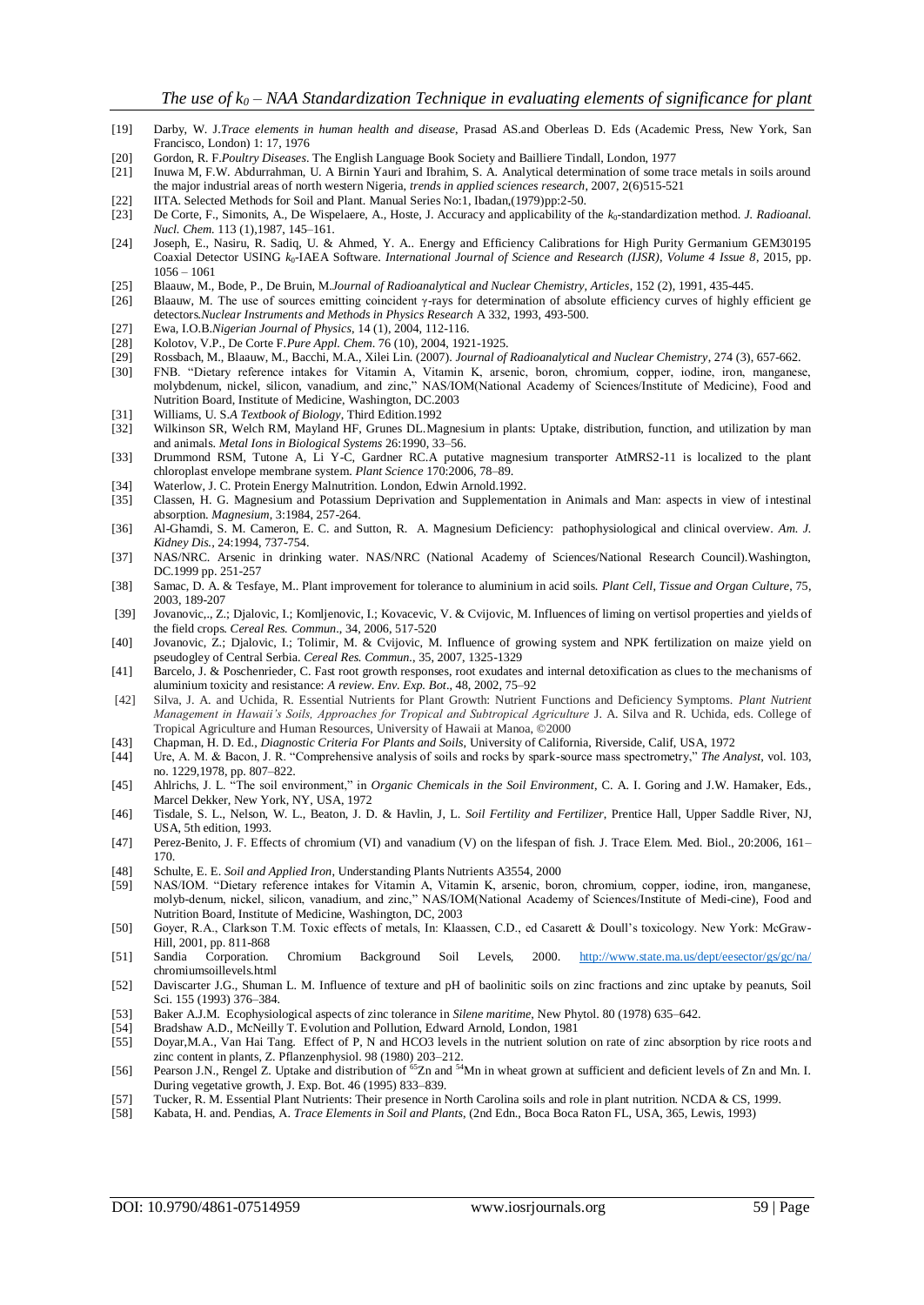[19] Darby, W. J.*Trace elements in human health and disease*, Prasad AS.and Oberleas D. Eds (Academic Press, New York, San Francisco, London) 1: 17, 1976

[20] Gordon, R. F.*Poultry Diseases*. The English Language Book Society and Bailliere Tindall, London, 1977

[21] Inuwa M, F.W. Abdurrahman, U. A Birnin Yauri and Ibrahim, S. A. Analytical determination of some trace metals in soils around the major industrial areas of north western Nigeria, *trends in applied sciences research*, 2007, 2(6)515-521

[22] IITA. Selected Methods for Soil and Plant. Manual Series No:1, Ibadan,(1979)pp:2-50.

[23] De Corte, F., Simonits, A., De Wispelaere, A., Hoste, J. Accuracy and applicability of the $k_0$-standardization method. *J. Radioanal. Nucl. Chem.* 113 (1),1987, 145–161.

[24] Joseph, E., Nasiru, R. Sadiq, U. & Ahmed, Y. A.. Energy and Efficiency Calibrations for High Purity Germanium GEM30195 Coaxial Detector USING $k_0$-IAEA Software. *International Journal of Science and Research (IJSR), Volume 4 Issue 8*, 2015, pp. 1056 – 1061

[25] Blaauw, M., Bode, P., De Bruin, M.*Journal of Radioanalytical and Nuclear Chemistry, Articles*, 152 (2), 1991, 435-445.

[26] Blaauw, M. The use of sources emitting coincident γ-rays for determination of absolute efficiency curves of highly efficient ge detectors.*Nuclear Instruments and Methods in Physics Research* A 332, 1993, 493-500.

[27] Ewa, I.O.B.*Nigerian Journal of Physics*, 14 (1), 2004, 112-116.

[28] Kolotov, V.P., De Corte F.*Pure Appl. Chem*. 76 (10), 2004, 1921-1925.

[29] Rossbach, M., Blaauw, M., Bacchi, M.A., Xilei Lin. (2007). *Journal of Radioanalytical and Nuclear Chemistry*, 274 (3), 657-662.

[30] FNB. "Dietary reference intakes for Vitamin A, Vitamin K, arsenic, boron, chromium, copper, iodine, iron, manganese, molybdenum, nickel, silicon, vanadium, and zinc," NAS/IOM(National Academy of Sciences/Institute of Medicine), Food and Nutrition Board, Institute of Medicine, Washington, DC.2003

[31] Williams, U. S.*A Textbook of Biology*, Third Edition.1992

[32] Wilkinson SR, Welch RM, Mayland HF, Grunes DL.Magnesium in plants: Uptake, distribution, function, and utilization by man and animals. *Metal Ions in Biological Systems* 26:1990, 33–56.

[33] Drummond RSM, Tutone A, Li Y-C, Gardner RC.A putative magnesium transporter AtMRS2-11 is localized to the plant chloroplast envelope membrane system. *Plant Science* 170:2006, 78–89.

[34] Waterlow, J. C. Protein Energy Malnutrition. London, Edwin Arnold.1992.

[35] Classen, H. G. Magnesium and Potassium Deprivation and Supplementation in Animals and Man: aspects in view of intestinal absorption. *Magnesium*, 3:1984, 257-264.

[36] Al-Ghamdi, S. M. Cameron, E. C. and Sutton, R. A. Magnesium Deficiency: pathophysiological and clinical overview. *Am. J. Kidney Dis.*, 24:1994, 737-754.

[37] NAS/NRC. Arsenic in drinking water. NAS/NRC (National Academy of Sciences/National Research Council).Washington, DC.1999 pp. 251-257

[38] Samac, D. A. & Tesfaye, M.. Plant improvement for tolerance to aluminium in acid soils. *Plant Cell, Tissue and Organ Culture*, 75, 2003, 189-207

[39] Jovanovic,., Z.; Djalovic, I.; Komljenovic, I.; Kovacevic, V. & Cvijovic, M. Influences of liming on vertisol properties and yields of the field crops. *Cereal Res. Commun*., 34, 2006, 517-520

[40] Jovanovic, Z.; Djalovic, I.; Tolimir, M. & Cvijovic, M. Influence of growing system and NPK fertilization on maize yield on pseudogley of Central Serbia. *Cereal Res. Commun.*, 35, 2007, 1325-1329

[41] Barcelo, J. & Poschenrieder, C. Fast root growth responses, root exudates and internal detoxification as clues to the mechanisms of aluminium toxicity and resistance: *A review. Env. Exp. Bot*., 48, 2002, 75–92

[42] Silva, J. A. and Uchida, R. Essential Nutrients for Plant Growth: Nutrient Functions and Deficiency Symptoms. *Plant Nutrient Management in Hawaii's Soils, Approaches for Tropical and Subtropical Agriculture* J. A. Silva and R. Uchida, eds. College of Tropical Agriculture and Human Resources, University of Hawaii at Manoa, ©2000

[43] Chapman, H. D. Ed., *Diagnostic Criteria For Plants and Soils*, University of California, Riverside, Calif, USA, 1972

[44] Ure, A. M. & Bacon, J. R. "Comprehensive analysis of soils and rocks by spark-source mass spectrometry," *The Analyst*, vol. 103, no. 1229,1978, pp. 807–822.

[45] Ahlrichs, J. L. "The soil environment," in *Organic Chemicals in the Soil Environment*, C. A. I. Goring and J.W. Hamaker, Eds., Marcel Dekker, New York, NY, USA, 1972

[46] Tisdale, S. L., Nelson, W. L., Beaton, J. D. & Havlin, J, L. *Soil Fertility and Fertilizer*, Prentice Hall, Upper Saddle River, NJ, USA, 5th edition, 1993.

[47] Perez-Benito, J. F. Effects of chromium (VI) and vanadium (V) on the lifespan of fish. J. Trace Elem. Med. Biol., 20:2006, 161–170.

[48] Schulte, E. E. *Soil and Applied Iron*, Understanding Plants Nutrients A3554, 2000

[59] NAS/IOM. "Dietary reference intakes for Vitamin A, Vitamin K, arsenic, boron, chromium, copper, iodine, iron, manganese, molyb-denum, nickel, silicon, vanadium, and zinc," NAS/IOM(National Academy of Sciences/Institute of Medi-cine), Food and Nutrition Board, Institute of Medicine, Washington, DC, 2003

[50] Goyer, R.A., Clarkson T.M. Toxic effects of metals, In: Klaassen, C.D., ed Casarett & Doull's toxicology. New York: McGraw-Hill, 2001, pp. 811-868

[51] Sandia Corporation. Chromium Background Soil Levels, 2000. http://www.state.ma.us/dept/eesector/gs/gc/na/chromiumsoillevels.html

[52] Daviscarter J.G., Shuman L. M. Influence of texture and pH of baolinitic soils on zinc fractions and zinc uptake by peanuts, Soil Sci. 155 (1993) 376–384.

[53] Baker A.J.M. Ecophysiological aspects of zinc tolerance in *Silene maritime*, New Phytol. 80 (1978) 635–642.

[54] Bradshaw A.D., McNeilly T. Evolution and Pollution, Edward Arnold, London, 1981

[55] Doyar,M.A., Van Hai Tang. Effect of P, N and HCO3 levels in the nutrient solution on rate of zinc absorption by rice roots and zinc content in plants, Z. Pflanzenphysiol. 98 (1980) 203–212.

[56] Pearson J.N., Rengel Z. Uptake and distribution of $^{65}$Zn and $^{54}$Mn in wheat grown at sufficient and deficient levels of Zn and Mn. I. During vegetative growth, J. Exp. Bot. 46 (1995) 833–839.

[57] Tucker, R. M. Essential Plant Nutrients: Their presence in North Carolina soils and role in plant nutrition. NCDA & CS, 1999.

[58] Kabata, H. and. Pendias, A. *Trace Elements in Soil and Plants*, (2nd Edn., Boca Boca Raton FL, USA, 365, Lewis, 1993)